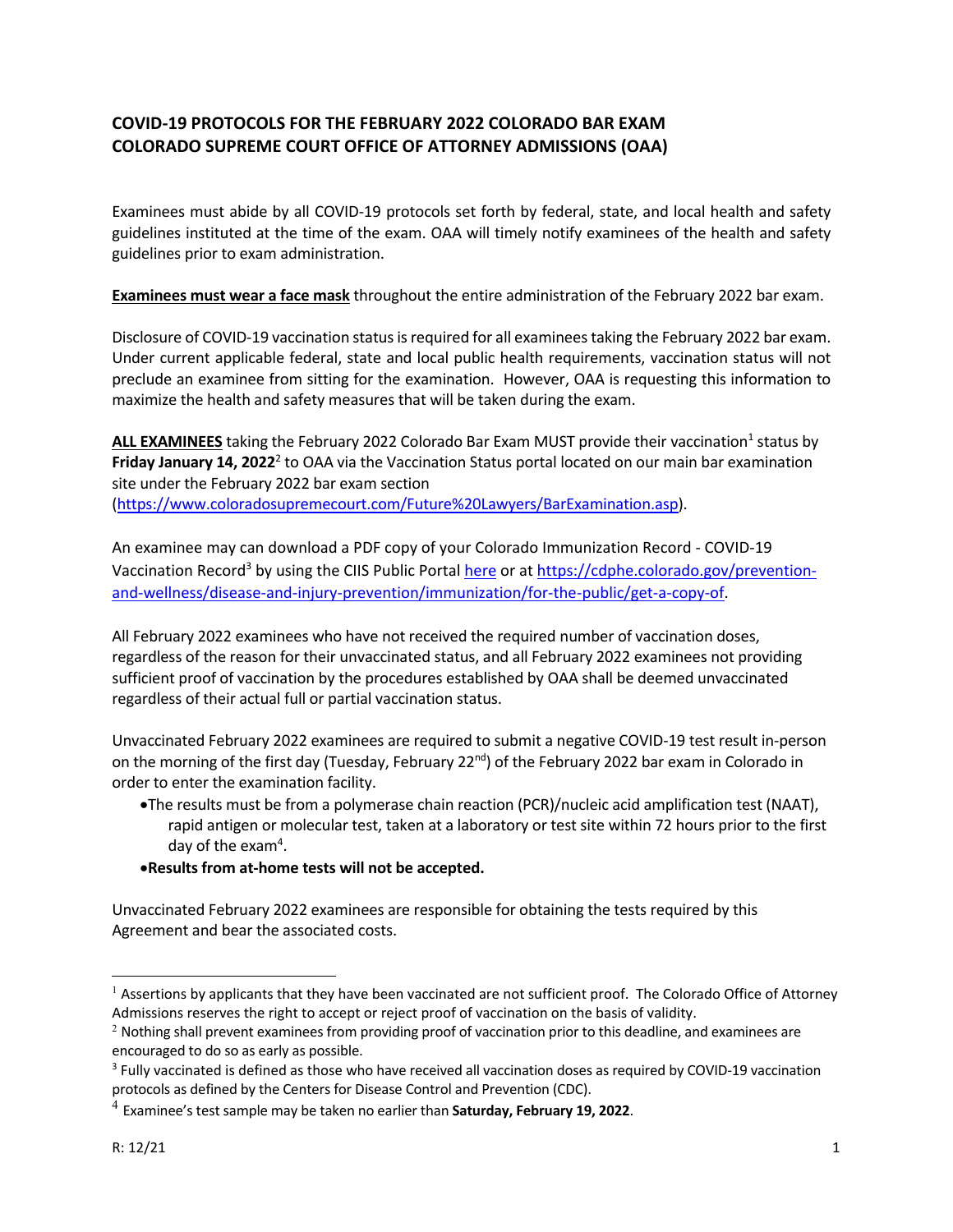## COVID-19 PROTOCOLS FOR THE FEBRUARY 2022 COLORADO BAR EXAM COLORADO SUPREME COURT OFFICE OF ATTORNEY ADMISSIONS (OAA)

Examinees must abide by all COVID-19 protocols set forth by federal, state, and local health and safety guidelines instituted at the time of the exam. OAA will timely notify examinees of the health and safety guidelines prior to exam administration.

**Examinees must wear a face mask** throughout the entire administration of the February 2022 bar exam.

Disclosure of COVID-19 vaccination status is required for all examinees taking the February 2022 bar exam. Under current applicable federal, state and local public health requirements, vaccination status will not preclude an examinee from sitting for the examination. However, OAA is requesting this information to maximize the health and safety measures that will be taken during the exam.

**ALL EXAMINEES** taking the February 2022 Colorado Bar Exam MUST provide their vaccination[1] status by **Friday January 14, 2022**[2] to OAA via the Vaccination Status portal located on our main bar examination site under the February 2022 bar exam section (https://www.coloradosupremecourt.com/Future%20Lawyers/BarExamination.asp).

An examinee may can download a PDF copy of your Colorado Immunization Record - COVID-19 Vaccination Record[3] by using the CIIS Public Portal here or at https://cdphe.colorado.gov/prevention-and-wellness/disease-and-injury-prevention/immunization/for-the-public/get-a-copy-of.

All February 2022 examinees who have not received the required number of vaccination doses, regardless of the reason for their unvaccinated status, and all February 2022 examinees not providing sufficient proof of vaccination by the procedures established by OAA shall be deemed unvaccinated regardless of their actual full or partial vaccination status.

Unvaccinated February 2022 examinees are required to submit a negative COVID-19 test result in-person on the morning of the first day (Tuesday, February 22nd) of the February 2022 bar exam in Colorado in order to enter the examination facility.

- The results must be from a polymerase chain reaction (PCR)/nucleic acid amplification test (NAAT), rapid antigen or molecular test, taken at a laboratory or test site within 72 hours prior to the first day of the exam[4].
- **Results from at-home tests will not be accepted.**

Unvaccinated February 2022 examinees are responsible for obtaining the tests required by this Agreement and bear the associated costs.

---

[1] Assertions by applicants that they have been vaccinated are not sufficient proof. The Colorado Office of Attorney Admissions reserves the right to accept or reject proof of vaccination on the basis of validity.

[2] Nothing shall prevent examinees from providing proof of vaccination prior to this deadline, and examinees are encouraged to do so as early as possible.

[3] Fully vaccinated is defined as those who have received all vaccination doses as required by COVID-19 vaccination protocols as defined by the Centers for Disease Control and Prevention (CDC).

[4] Examinee's test sample may be taken no earlier than **Saturday, February 19, 2022**.

R: 12/21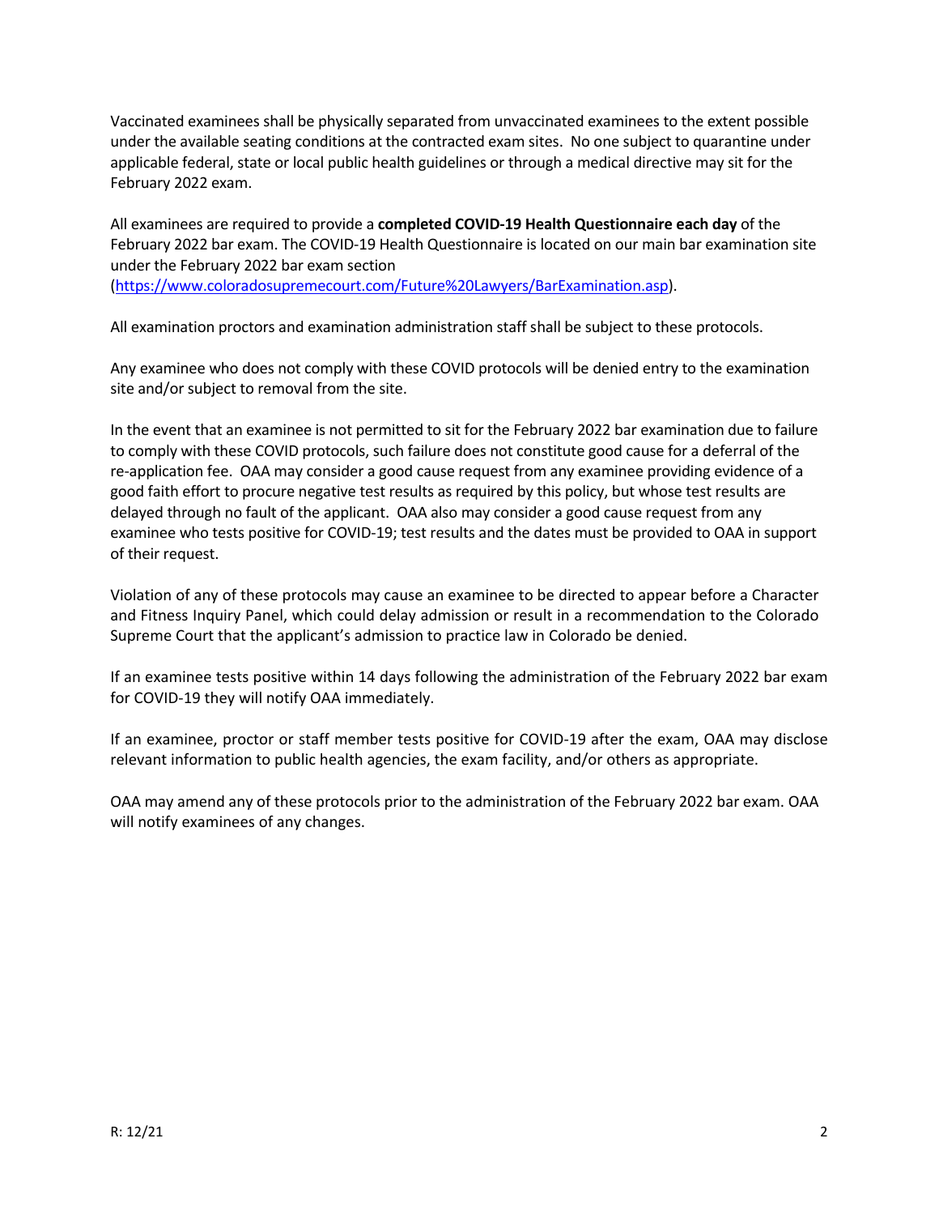Vaccinated examinees shall be physically separated from unvaccinated examinees to the extent possible under the available seating conditions at the contracted exam sites. No one subject to quarantine under applicable federal, state or local public health guidelines or through a medical directive may sit for the February 2022 exam.

All examinees are required to provide a **completed COVID-19 Health Questionnaire each day** of the February 2022 bar exam. The COVID-19 Health Questionnaire is located on our main bar examination site under the February 2022 bar exam section (https://www.coloradosupremecourt.com/Future%20Lawyers/BarExamination.asp).

All examination proctors and examination administration staff shall be subject to these protocols.

Any examinee who does not comply with these COVID protocols will be denied entry to the examination site and/or subject to removal from the site.

In the event that an examinee is not permitted to sit for the February 2022 bar examination due to failure to comply with these COVID protocols, such failure does not constitute good cause for a deferral of the re-application fee. OAA may consider a good cause request from any examinee providing evidence of a good faith effort to procure negative test results as required by this policy, but whose test results are delayed through no fault of the applicant. OAA also may consider a good cause request from any examinee who tests positive for COVID-19; test results and the dates must be provided to OAA in support of their request.

Violation of any of these protocols may cause an examinee to be directed to appear before a Character and Fitness Inquiry Panel, which could delay admission or result in a recommendation to the Colorado Supreme Court that the applicant's admission to practice law in Colorado be denied.

If an examinee tests positive within 14 days following the administration of the February 2022 bar exam for COVID-19 they will notify OAA immediately.

If an examinee, proctor or staff member tests positive for COVID-19 after the exam, OAA may disclose relevant information to public health agencies, the exam facility, and/or others as appropriate.

OAA may amend any of these protocols prior to the administration of the February 2022 bar exam. OAA will notify examinees of any changes.

R: 12/21